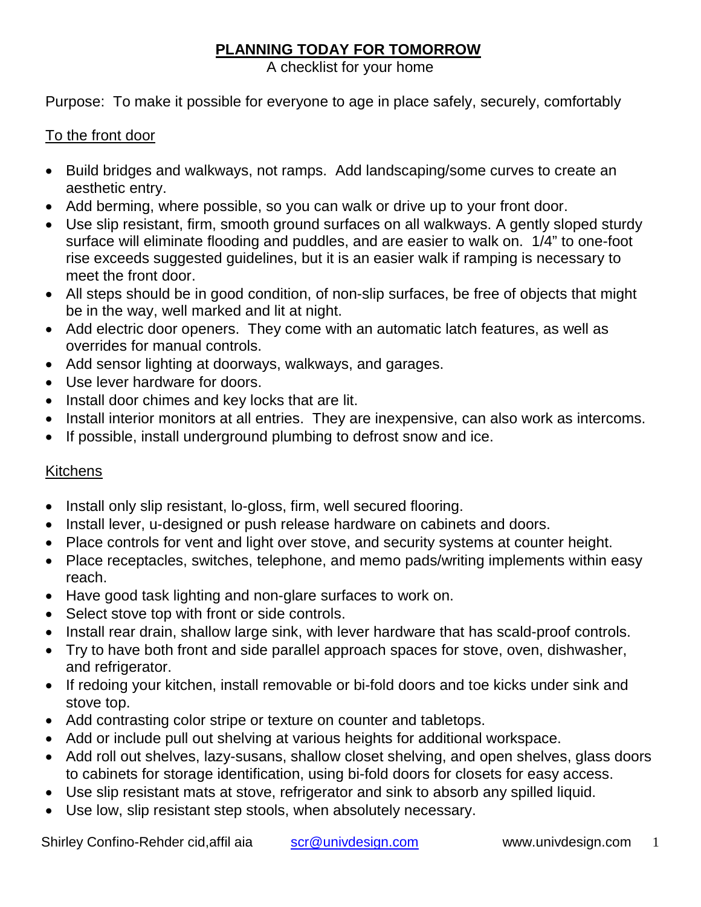# PLANNING TODAY FOR TOMORROW

A checklist for your home

Purpose: To make it possible for everyone to age in place safely, securely, comfortably

## To the front door

- Build bridges and walkways, not ramps. Add landscaping/some curves to create an aesthetic entry.
- Add berming, where possible, so you can walk or drive up to your front door.
- Use slip resistant, firm, smooth ground surfaces on all walkways. A gently sloped sturdy surface will eliminate flooding and puddles, and are easier to walk on. 1/4" to one-foot rise exceeds suggested guidelines, but it is an easier walk if ramping is necessary to meet the front door.
- All steps should be in good condition, of non-slip surfaces, be free of objects that might be in the way, well marked and lit at night.
- Add electric door openers. They come with an automatic latch features, as well as overrides for manual controls.
- Add sensor lighting at doorways, walkways, and garages.
- Use lever hardware for doors.
- Install door chimes and key locks that are lit.
- Install interior monitors at all entries. They are inexpensive, can also work as intercoms.
- If possible, install underground plumbing to defrost snow and ice.

## Kitchens

- Install only slip resistant, lo-gloss, firm, well secured flooring.
- Install lever, u-designed or push release hardware on cabinets and doors.
- Place controls for vent and light over stove, and security systems at counter height.
- Place receptacles, switches, telephone, and memo pads/writing implements within easy reach.
- Have good task lighting and non-glare surfaces to work on.
- Select stove top with front or side controls.
- Install rear drain, shallow large sink, with lever hardware that has scald-proof controls.
- Try to have both front and side parallel approach spaces for stove, oven, dishwasher, and refrigerator.
- If redoing your kitchen, install removable or bi-fold doors and toe kicks under sink and stove top.
- Add contrasting color stripe or texture on counter and tabletops.
- Add or include pull out shelving at various heights for additional workspace.
- Add roll out shelves, lazy-susans, shallow closet shelving, and open shelves, glass doors to cabinets for storage identification, using bi-fold doors for closets for easy access.
- Use slip resistant mats at stove, refrigerator and sink to absorb any spilled liquid.
- Use low, slip resistant step stools, when absolutely necessary.

Shirley Confino-Rehder cid,affil aia scr@univdesign.com www.univdesign.com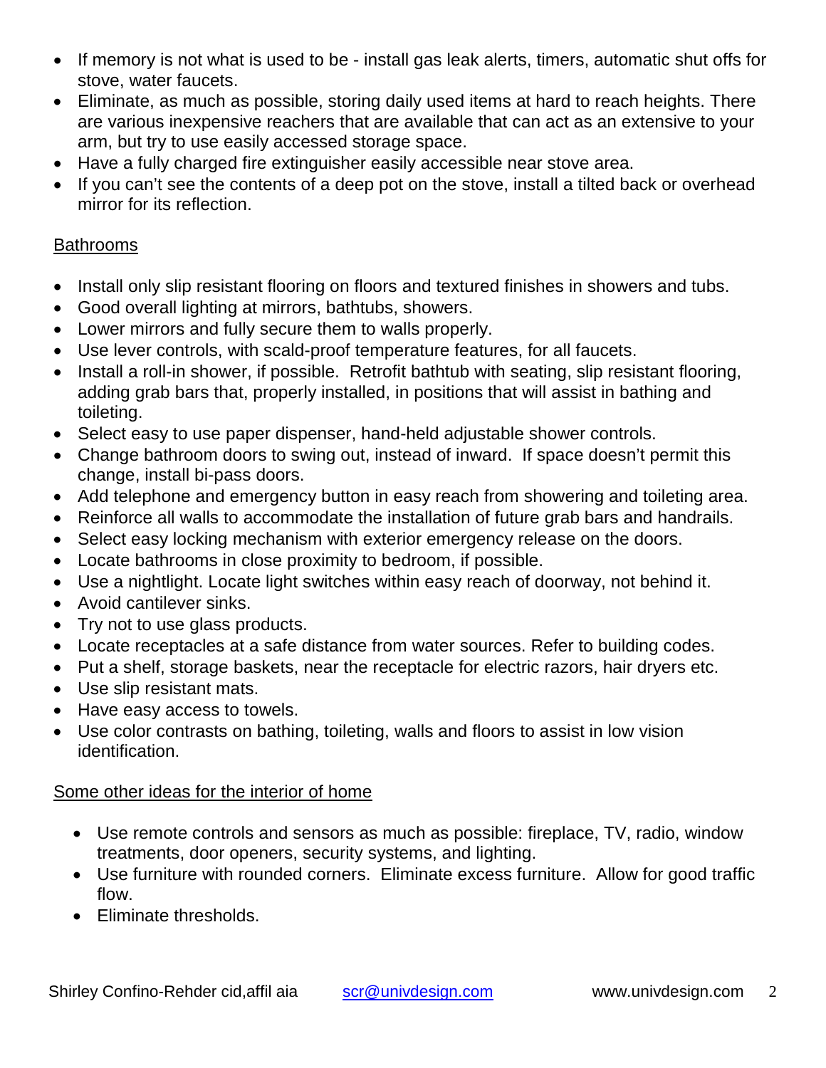- If memory is not what is used to be - install gas leak alerts, timers, automatic shut offs for stove, water faucets.
- Eliminate, as much as possible, storing daily used items at hard to reach heights. There are various inexpensive reachers that are available that can act as an extensive to your arm, but try to use easily accessed storage space.
- Have a fully charged fire extinguisher easily accessible near stove area.
- If you can't see the contents of a deep pot on the stove, install a tilted back or overhead mirror for its reflection.

Bathrooms

- Install only slip resistant flooring on floors and textured finishes in showers and tubs.
- Good overall lighting at mirrors, bathtubs, showers.
- Lower mirrors and fully secure them to walls properly.
- Use lever controls, with scald-proof temperature features, for all faucets.
- Install a roll-in shower, if possible. Retrofit bathtub with seating, slip resistant flooring, adding grab bars that, properly installed, in positions that will assist in bathing and toileting.
- Select easy to use paper dispenser, hand-held adjustable shower controls.
- Change bathroom doors to swing out, instead of inward. If space doesn't permit this change, install bi-pass doors.
- Add telephone and emergency button in easy reach from showering and toileting area.
- Reinforce all walls to accommodate the installation of future grab bars and handrails.
- Select easy locking mechanism with exterior emergency release on the doors.
- Locate bathrooms in close proximity to bedroom, if possible.
- Use a nightlight. Locate light switches within easy reach of doorway, not behind it.
- Avoid cantilever sinks.
- Try not to use glass products.
- Locate receptacles at a safe distance from water sources. Refer to building codes.
- Put a shelf, storage baskets, near the receptacle for electric razors, hair dryers etc.
- Use slip resistant mats.
- Have easy access to towels.
- Use color contrasts on bathing, toileting, walls and floors to assist in low vision identification.

Some other ideas for the interior of home

- Use remote controls and sensors as much as possible: fireplace, TV, radio, window treatments, door openers, security systems, and lighting.
- Use furniture with rounded corners. Eliminate excess furniture. Allow for good traffic flow.
- Eliminate thresholds.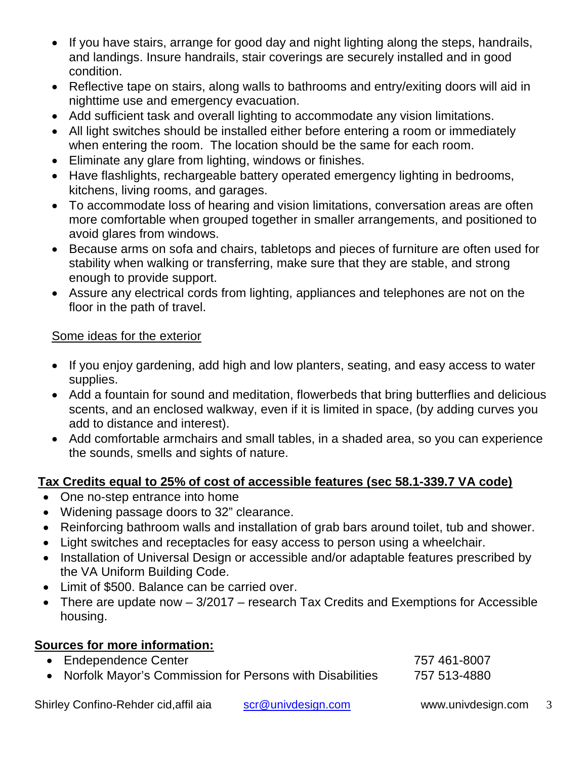- If you have stairs, arrange for good day and night lighting along the steps, handrails, and landings. Insure handrails, stair coverings are securely installed and in good condition.
- Reflective tape on stairs, along walls to bathrooms and entry/exiting doors will aid in nighttime use and emergency evacuation.
- Add sufficient task and overall lighting to accommodate any vision limitations.
- All light switches should be installed either before entering a room or immediately when entering the room. The location should be the same for each room.
- Eliminate any glare from lighting, windows or finishes.
- Have flashlights, rechargeable battery operated emergency lighting in bedrooms, kitchens, living rooms, and garages.
- To accommodate loss of hearing and vision limitations, conversation areas are often more comfortable when grouped together in smaller arrangements, and positioned to avoid glares from windows.
- Because arms on sofa and chairs, tabletops and pieces of furniture are often used for stability when walking or transferring, make sure that they are stable, and strong enough to provide support.
- Assure any electrical cords from lighting, appliances and telephones are not on the floor in the path of travel.

<u>Some ideas for the exterior</u>

- If you enjoy gardening, add high and low planters, seating, and easy access to water supplies.
- Add a fountain for sound and meditation, flowerbeds that bring butterflies and delicious scents, and an enclosed walkway, even if it is limited in space, (by adding curves you add to distance and interest).
- Add comfortable armchairs and small tables, in a shaded area, so you can experience the sounds, smells and sights of nature.

**<u>Tax Credits equal to 25% of cost of accessible features (sec 58.1-339.7 VA code)</u>**

- One no-step entrance into home
- Widening passage doors to 32" clearance.
- Reinforcing bathroom walls and installation of grab bars around toilet, tub and shower.
- Light switches and receptacles for easy access to person using a wheelchair.
- Installation of Universal Design or accessible and/or adaptable features prescribed by the VA Uniform Building Code.
- Limit of $500. Balance can be carried over.
- There are update now – 3/2017 – research Tax Credits and Exemptions for Accessible housing.

**<u>Sources for more information:</u>**

- Endependence Center 757 461-8007
- Norfolk Mayor's Commission for Persons with Disabilities 757 513-4880

Shirley Confino-Rehder cid,affil aia scr@univdesign.com www.univdesign.com